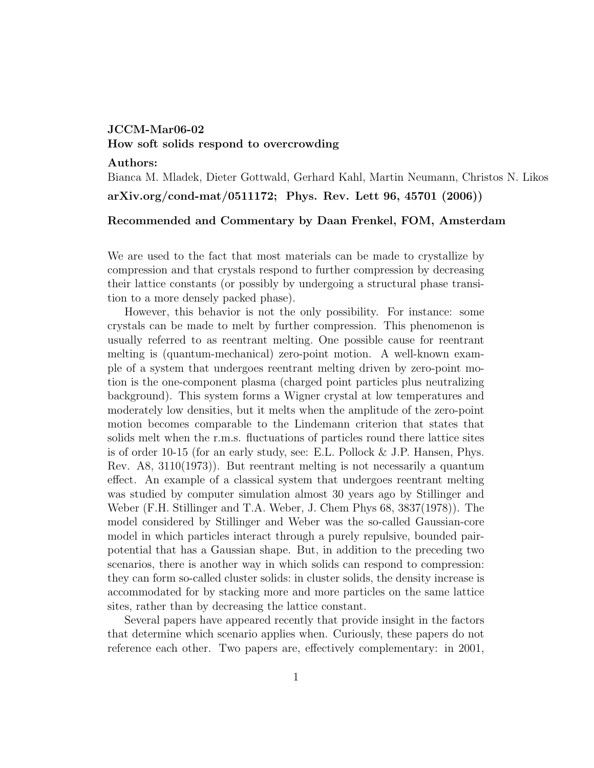**JCCM-Mar06-02**
**How soft solids respond to overcrowding**

**Authors:**
Bianca M. Mladek, Dieter Gottwald, Gerhard Kahl, Martin Neumann, Christos N. Likos

**arXiv.org/cond-mat/0511172; Phys. Rev. Lett 96, 45701 (2006))**

**Recommended and Commentary by Daan Frenkel, FOM, Amsterdam**

We are used to the fact that most materials can be made to crystallize by compression and that crystals respond to further compression by decreasing their lattice constants (or possibly by undergoing a structural phase transition to a more densely packed phase).

However, this behavior is not the only possibility. For instance: some crystals can be made to melt by further compression. This phenomenon is usually referred to as reentrant melting. One possible cause for reentrant melting is (quantum-mechanical) zero-point motion. A well-known example of a system that undergoes reentrant melting driven by zero-point motion is the one-component plasma (charged point particles plus neutralizing background). This system forms a Wigner crystal at low temperatures and moderately low densities, but it melts when the amplitude of the zero-point motion becomes comparable to the Lindemann criterion that states that solids melt when the r.m.s. fluctuations of particles round there lattice sites is of order 10-15 (for an early study, see: E.L. Pollock & J.P. Hansen, Phys. Rev. A8, 3110(1973)). But reentrant melting is not necessarily a quantum effect. An example of a classical system that undergoes reentrant melting was studied by computer simulation almost 30 years ago by Stillinger and Weber (F.H. Stillinger and T.A. Weber, J. Chem Phys 68, 3837(1978)). The model considered by Stillinger and Weber was the so-called Gaussian-core model in which particles interact through a purely repulsive, bounded pair-potential that has a Gaussian shape. But, in addition to the preceding two scenarios, there is another way in which solids can respond to compression: they can form so-called cluster solids: in cluster solids, the density increase is accommodated for by stacking more and more particles on the same lattice sites, rather than by decreasing the lattice constant.

Several papers have appeared recently that provide insight in the factors that determine which scenario applies when. Curiously, these papers do not reference each other. Two papers are, effectively complementary: in 2001,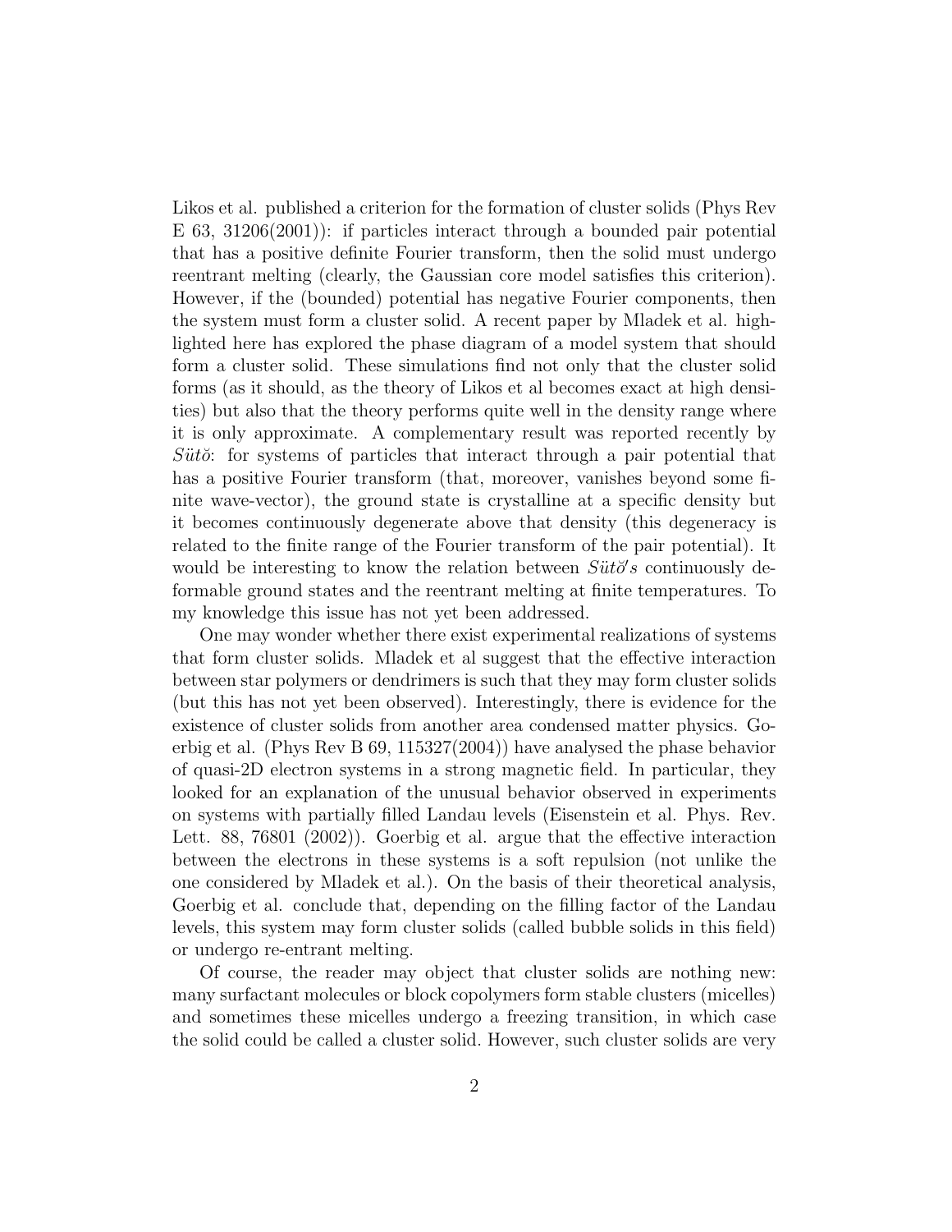Likos et al. published a criterion for the formation of cluster solids (Phys Rev E 63, 31206(2001)): if particles interact through a bounded pair potential that has a positive definite Fourier transform, then the solid must undergo reentrant melting (clearly, the Gaussian core model satisfies this criterion). However, if the (bounded) potential has negative Fourier components, then the system must form a cluster solid. A recent paper by Mladek et al. highlighted here has explored the phase diagram of a model system that should form a cluster solid. These simulations find not only that the cluster solid forms (as it should, as the theory of Likos et al becomes exact at high densities) but also that the theory performs quite well in the density range where it is only approximate. A complementary result was reported recently by *Sütŏ*: for systems of particles that interact through a pair potential that has a positive Fourier transform (that, moreover, vanishes beyond some finite wave-vector), the ground state is crystalline at a specific density but it becomes continuously degenerate above that density (this degeneracy is related to the finite range of the Fourier transform of the pair potential). It would be interesting to know the relation between *Sütŏ's* continuously deformable ground states and the reentrant melting at finite temperatures. To my knowledge this issue has not yet been addressed.

One may wonder whether there exist experimental realizations of systems that form cluster solids. Mladek et al suggest that the effective interaction between star polymers or dendrimers is such that they may form cluster solids (but this has not yet been observed). Interestingly, there is evidence for the existence of cluster solids from another area condensed matter physics. Goerbig et al. (Phys Rev B 69, 115327(2004)) have analysed the phase behavior of quasi-2D electron systems in a strong magnetic field. In particular, they looked for an explanation of the unusual behavior observed in experiments on systems with partially filled Landau levels (Eisenstein et al. Phys. Rev. Lett. 88, 76801 (2002)). Goerbig et al. argue that the effective interaction between the electrons in these systems is a soft repulsion (not unlike the one considered by Mladek et al.). On the basis of their theoretical analysis, Goerbig et al. conclude that, depending on the filling factor of the Landau levels, this system may form cluster solids (called bubble solids in this field) or undergo re-entrant melting.

Of course, the reader may object that cluster solids are nothing new: many surfactant molecules or block copolymers form stable clusters (micelles) and sometimes these micelles undergo a freezing transition, in which case the solid could be called a cluster solid. However, such cluster solids are very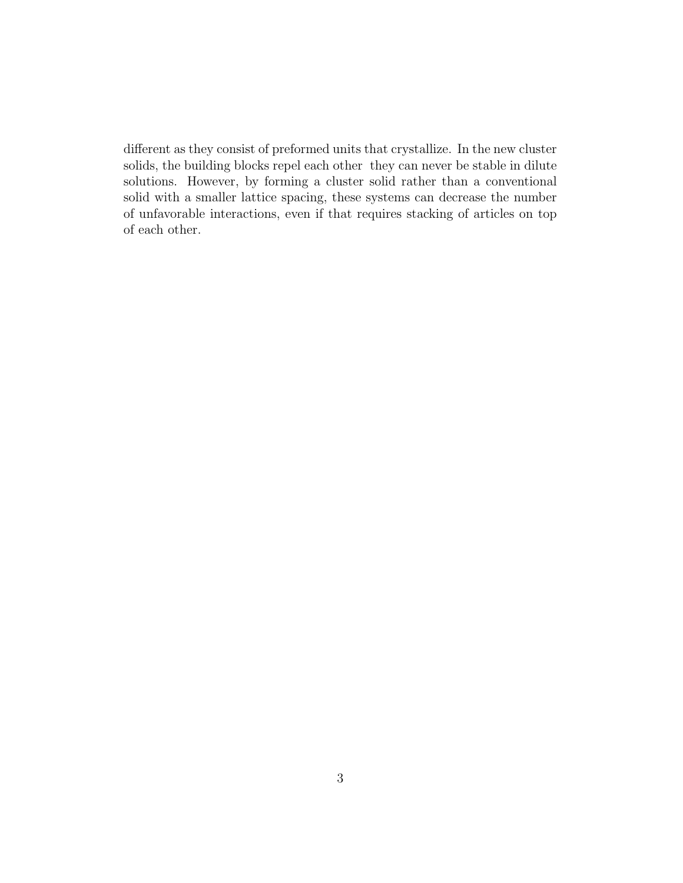different as they consist of preformed units that crystallize. In the new cluster solids, the building blocks repel each other  they can never be stable in dilute solutions. However, by forming a cluster solid rather than a conventional solid with a smaller lattice spacing, these systems can decrease the number of unfavorable interactions, even if that requires stacking of articles on top of each other.